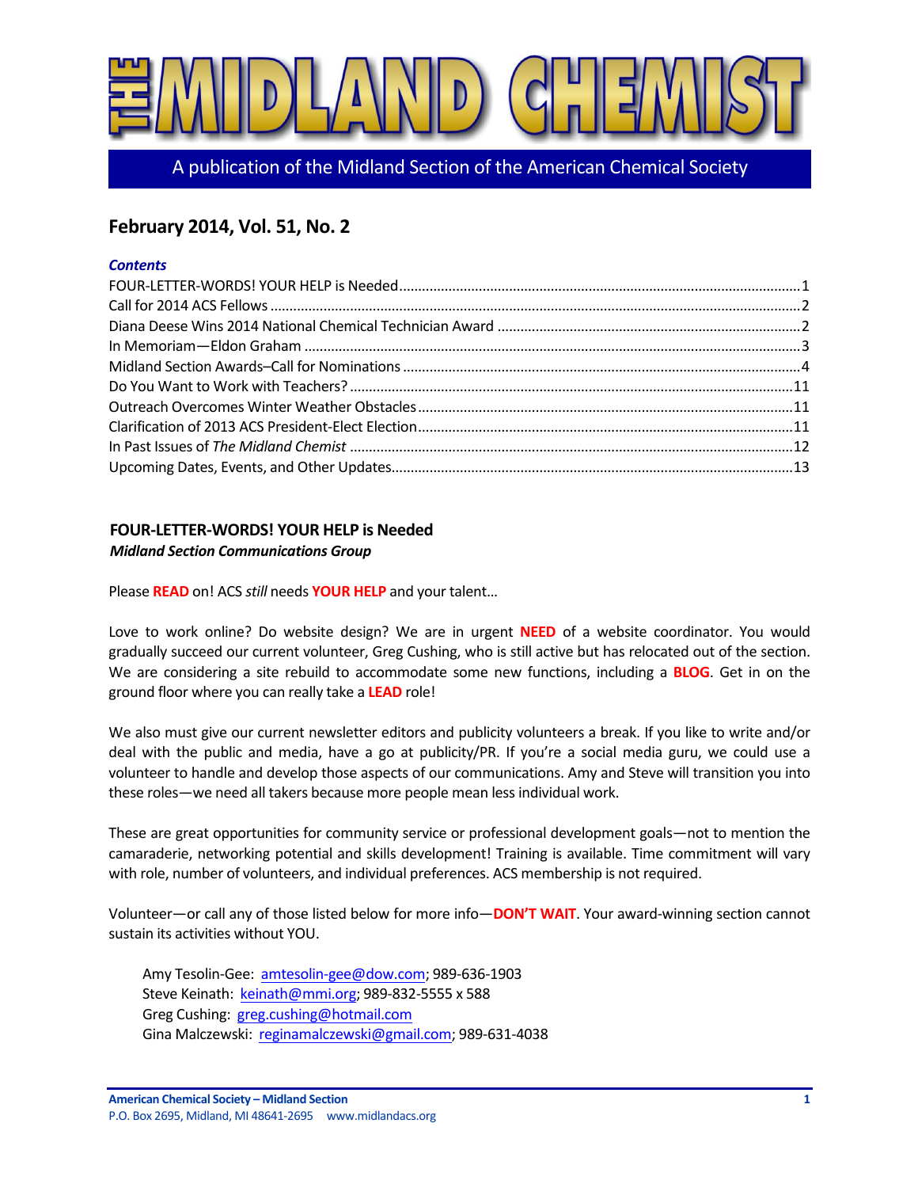# THE MIDLAND CHEMIST

A publication of the Midland Section of the American Chemical Society

## February 2014, Vol. 51, No. 2

***Contents***

- FOUR-LETTER-WORDS! YOUR HELP is Needed....1
- Call for 2014 ACS Fellows....2
- Diana Deese Wins 2014 National Chemical Technician Award....2
- In Memoriam—Eldon Graham....3
- Midland Section Awards–Call for Nominations....4
- Do You Want to Work with Teachers?....11
- Outreach Overcomes Winter Weather Obstacles....11
- Clarification of 2013 ACS President-Elect Election....11
- In Past Issues of *The Midland Chemist*....12
- Upcoming Dates, Events, and Other Updates....13

### FOUR-LETTER-WORDS! YOUR HELP is Needed

***Midland Section Communications Group***

Please **READ** on! ACS *still* needs **YOUR HELP** and your talent…

Love to work online? Do website design? We are in urgent **NEED** of a website coordinator. You would gradually succeed our current volunteer, Greg Cushing, who is still active but has relocated out of the section. We are considering a site rebuild to accommodate some new functions, including a **BLOG**. Get in on the ground floor where you can really take a **LEAD** role!

We also must give our current newsletter editors and publicity volunteers a break. If you like to write and/or deal with the public and media, have a go at publicity/PR. If you're a social media guru, we could use a volunteer to handle and develop those aspects of our communications. Amy and Steve will transition you into these roles—we need all takers because more people mean less individual work.

These are great opportunities for community service or professional development goals—not to mention the camaraderie, networking potential and skills development! Training is available. Time commitment will vary with role, number of volunteers, and individual preferences. ACS membership is not required.

Volunteer—or call any of those listed below for more info—**DON'T WAIT**. Your award-winning section cannot sustain its activities without YOU.

Amy Tesolin-Gee: amtesolin-gee@dow.com; 989-636-1903
Steve Keinath: keinath@mmi.org; 989-832-5555 x 588
Greg Cushing: greg.cushing@hotmail.com
Gina Malczewski: reginamalczewski@gmail.com; 989-631-4038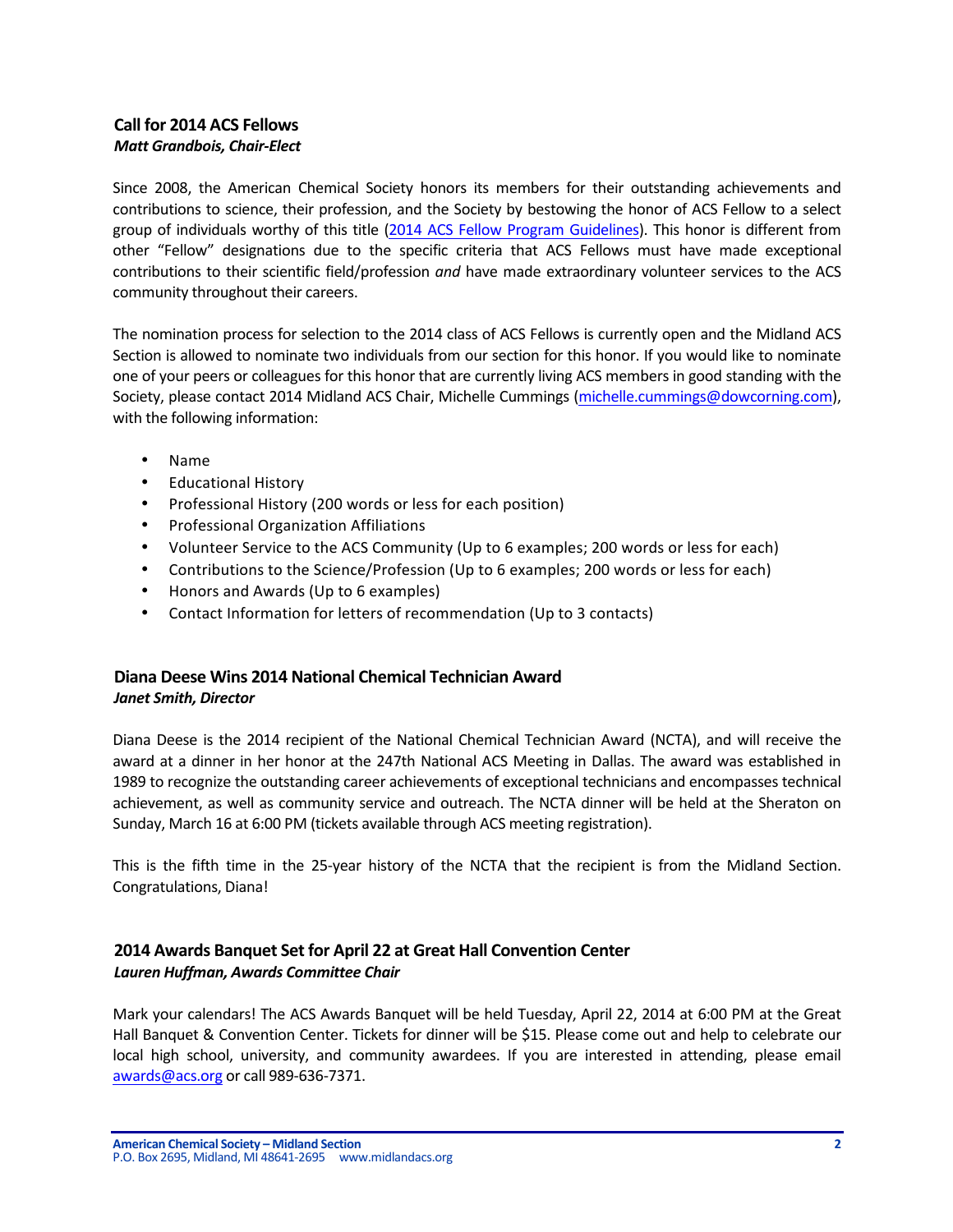## Call for 2014 ACS Fellows

***Matt Grandbois, Chair-Elect***

Since 2008, the American Chemical Society honors its members for their outstanding achievements and contributions to science, their profession, and the Society by bestowing the honor of ACS Fellow to a select group of individuals worthy of this title (2014 ACS Fellow Program Guidelines). This honor is different from other "Fellow" designations due to the specific criteria that ACS Fellows must have made exceptional contributions to their scientific field/profession *and* have made extraordinary volunteer services to the ACS community throughout their careers.

The nomination process for selection to the 2014 class of ACS Fellows is currently open and the Midland ACS Section is allowed to nominate two individuals from our section for this honor. If you would like to nominate one of your peers or colleagues for this honor that are currently living ACS members in good standing with the Society, please contact 2014 Midland ACS Chair, Michelle Cummings (michelle.cummings@dowcorning.com), with the following information:

- Name
- Educational History
- Professional History (200 words or less for each position)
- Professional Organization Affiliations
- Volunteer Service to the ACS Community (Up to 6 examples; 200 words or less for each)
- Contributions to the Science/Profession (Up to 6 examples; 200 words or less for each)
- Honors and Awards (Up to 6 examples)
- Contact Information for letters of recommendation (Up to 3 contacts)

## Diana Deese Wins 2014 National Chemical Technician Award

***Janet Smith, Director***

Diana Deese is the 2014 recipient of the National Chemical Technician Award (NCTA), and will receive the award at a dinner in her honor at the 247th National ACS Meeting in Dallas. The award was established in 1989 to recognize the outstanding career achievements of exceptional technicians and encompasses technical achievement, as well as community service and outreach. The NCTA dinner will be held at the Sheraton on Sunday, March 16 at 6:00 PM (tickets available through ACS meeting registration).

This is the fifth time in the 25-year history of the NCTA that the recipient is from the Midland Section. Congratulations, Diana!

## 2014 Awards Banquet Set for April 22 at Great Hall Convention Center

***Lauren Huffman, Awards Committee Chair***

Mark your calendars! The ACS Awards Banquet will be held Tuesday, April 22, 2014 at 6:00 PM at the Great Hall Banquet & Convention Center. Tickets for dinner will be $15. Please come out and help to celebrate our local high school, university, and community awardees. If you are interested in attending, please email awards@acs.org or call 989-636-7371.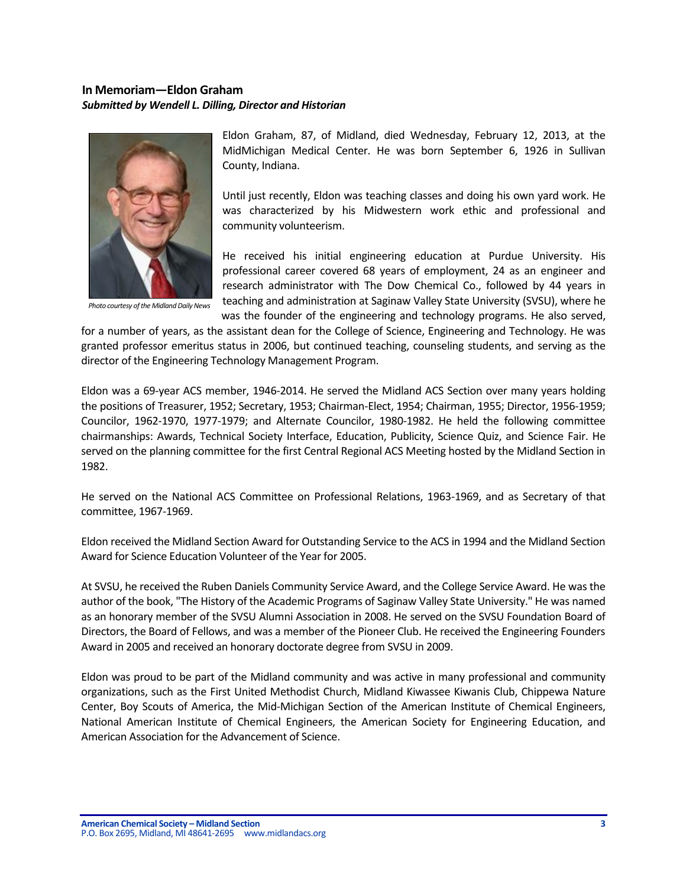## In Memoriam—Eldon Graham

***Submitted by Wendell L. Dilling, Director and Historian***

*Photo courtesy of the Midland Daily News*

Eldon Graham, 87, of Midland, died Wednesday, February 12, 2013, at the MidMichigan Medical Center. He was born September 6, 1926 in Sullivan County, Indiana.

Until just recently, Eldon was teaching classes and doing his own yard work. He was characterized by his Midwestern work ethic and professional and community volunteerism.

He received his initial engineering education at Purdue University. His professional career covered 68 years of employment, 24 as an engineer and research administrator with The Dow Chemical Co., followed by 44 years in teaching and administration at Saginaw Valley State University (SVSU), where he was the founder of the engineering and technology programs. He also served, for a number of years, as the assistant dean for the College of Science, Engineering and Technology. He was granted professor emeritus status in 2006, but continued teaching, counseling students, and serving as the director of the Engineering Technology Management Program.

Eldon was a 69-year ACS member, 1946-2014. He served the Midland ACS Section over many years holding the positions of Treasurer, 1952; Secretary, 1953; Chairman-Elect, 1954; Chairman, 1955; Director, 1956-1959; Councilor, 1962-1970, 1977-1979; and Alternate Councilor, 1980-1982. He held the following committee chairmanships: Awards, Technical Society Interface, Education, Publicity, Science Quiz, and Science Fair. He served on the planning committee for the first Central Regional ACS Meeting hosted by the Midland Section in 1982.

He served on the National ACS Committee on Professional Relations, 1963-1969, and as Secretary of that committee, 1967-1969.

Eldon received the Midland Section Award for Outstanding Service to the ACS in 1994 and the Midland Section Award for Science Education Volunteer of the Year for 2005.

At SVSU, he received the Ruben Daniels Community Service Award, and the College Service Award. He was the author of the book, "The History of the Academic Programs of Saginaw Valley State University." He was named as an honorary member of the SVSU Alumni Association in 2008. He served on the SVSU Foundation Board of Directors, the Board of Fellows, and was a member of the Pioneer Club. He received the Engineering Founders Award in 2005 and received an honorary doctorate degree from SVSU in 2009.

Eldon was proud to be part of the Midland community and was active in many professional and community organizations, such as the First United Methodist Church, Midland Kiwassee Kiwanis Club, Chippewa Nature Center, Boy Scouts of America, the Mid-Michigan Section of the American Institute of Chemical Engineers, National American Institute of Chemical Engineers, the American Society for Engineering Education, and American Association for the Advancement of Science.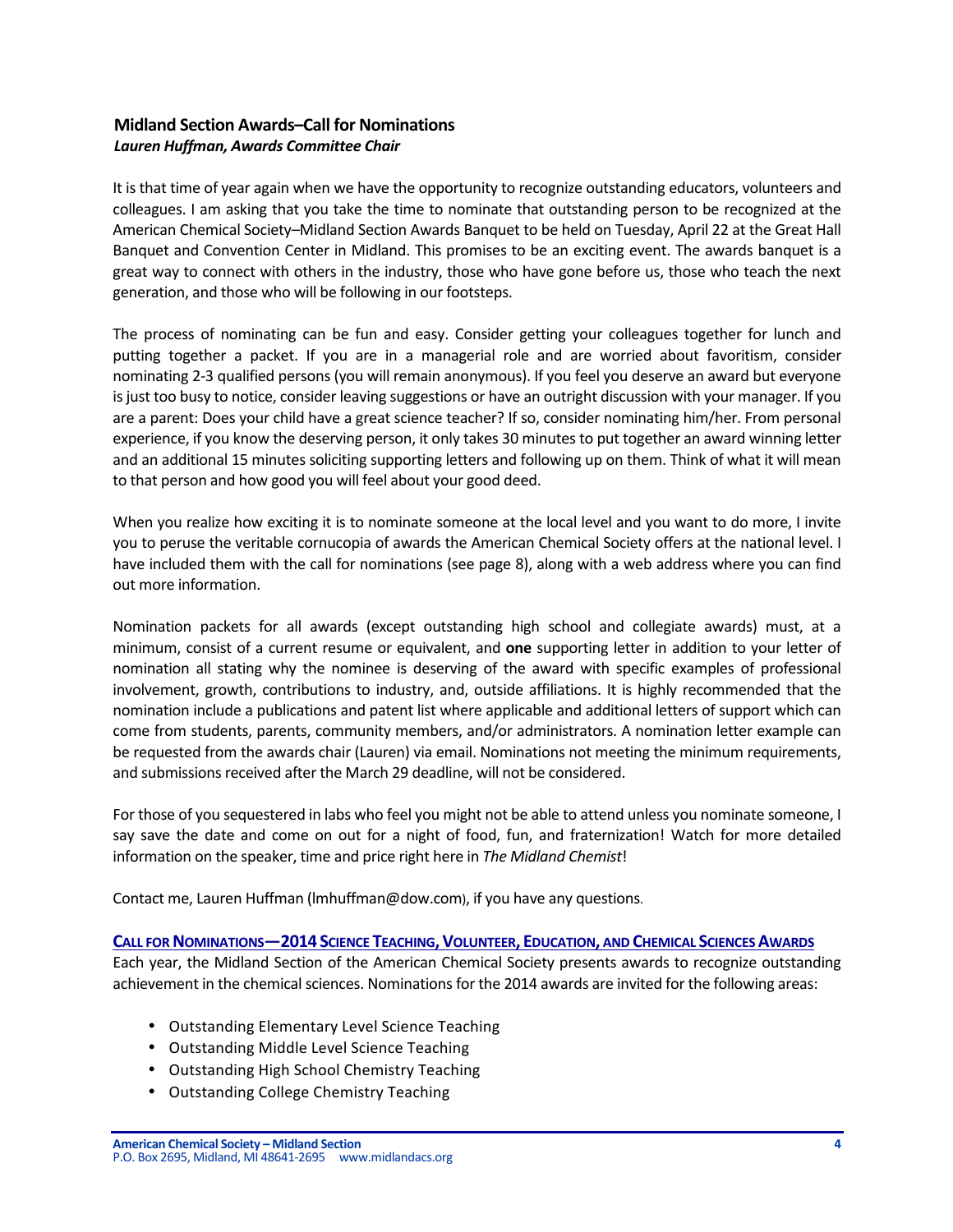## Midland Section Awards–Call for Nominations

***Lauren Huffman, Awards Committee Chair***

It is that time of year again when we have the opportunity to recognize outstanding educators, volunteers and colleagues. I am asking that you take the time to nominate that outstanding person to be recognized at the American Chemical Society–Midland Section Awards Banquet to be held on Tuesday, April 22 at the Great Hall Banquet and Convention Center in Midland. This promises to be an exciting event. The awards banquet is a great way to connect with others in the industry, those who have gone before us, those who teach the next generation, and those who will be following in our footsteps.

The process of nominating can be fun and easy. Consider getting your colleagues together for lunch and putting together a packet. If you are in a managerial role and are worried about favoritism, consider nominating 2-3 qualified persons (you will remain anonymous). If you feel you deserve an award but everyone is just too busy to notice, consider leaving suggestions or have an outright discussion with your manager. If you are a parent: Does your child have a great science teacher? If so, consider nominating him/her. From personal experience, if you know the deserving person, it only takes 30 minutes to put together an award winning letter and an additional 15 minutes soliciting supporting letters and following up on them. Think of what it will mean to that person and how good you will feel about your good deed.

When you realize how exciting it is to nominate someone at the local level and you want to do more, I invite you to peruse the veritable cornucopia of awards the American Chemical Society offers at the national level. I have included them with the call for nominations (see page 8), along with a web address where you can find out more information.

Nomination packets for all awards (except outstanding high school and collegiate awards) must, at a minimum, consist of a current resume or equivalent, and **one** supporting letter in addition to your letter of nomination all stating why the nominee is deserving of the award with specific examples of professional involvement, growth, contributions to industry, and, outside affiliations. It is highly recommended that the nomination include a publications and patent list where applicable and additional letters of support which can come from students, parents, community members, and/or administrators. A nomination letter example can be requested from the awards chair (Lauren) via email. Nominations not meeting the minimum requirements, and submissions received after the March 29 deadline, will not be considered.

For those of you sequestered in labs who feel you might not be able to attend unless you nominate someone, I say save the date and come on out for a night of food, fun, and fraternization! Watch for more detailed information on the speaker, time and price right here in *The Midland Chemist*!

Contact me, Lauren Huffman (lmhuffman@dow.com), if you have any questions.

### CALL FOR NOMINATIONS—2014 SCIENCE TEACHING, VOLUNTEER, EDUCATION, AND CHEMICAL SCIENCES AWARDS

Each year, the Midland Section of the American Chemical Society presents awards to recognize outstanding achievement in the chemical sciences. Nominations for the 2014 awards are invited for the following areas:

- Outstanding Elementary Level Science Teaching
- Outstanding Middle Level Science Teaching
- Outstanding High School Chemistry Teaching
- Outstanding College Chemistry Teaching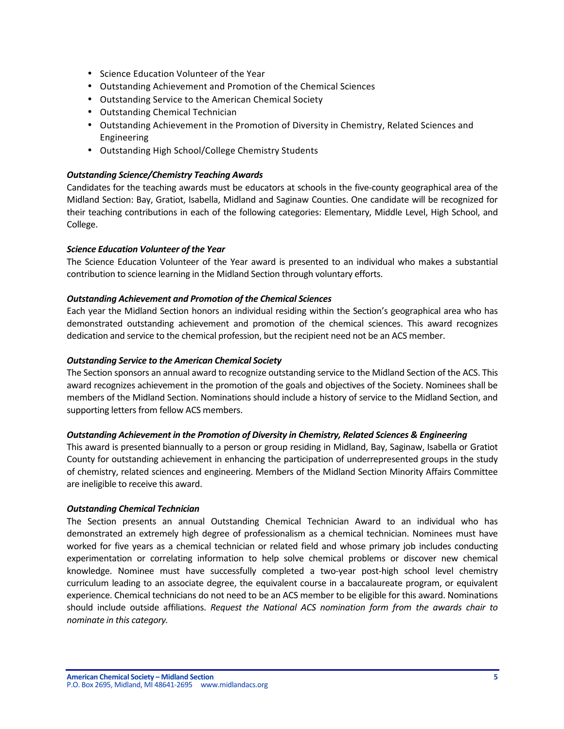- Science Education Volunteer of the Year
- Outstanding Achievement and Promotion of the Chemical Sciences
- Outstanding Service to the American Chemical Society
- Outstanding Chemical Technician
- Outstanding Achievement in the Promotion of Diversity in Chemistry, Related Sciences and Engineering
- Outstanding High School/College Chemistry Students

***Outstanding Science/Chemistry Teaching Awards***

Candidates for the teaching awards must be educators at schools in the five-county geographical area of the Midland Section: Bay, Gratiot, Isabella, Midland and Saginaw Counties. One candidate will be recognized for their teaching contributions in each of the following categories: Elementary, Middle Level, High School, and College.

***Science Education Volunteer of the Year***

The Science Education Volunteer of the Year award is presented to an individual who makes a substantial contribution to science learning in the Midland Section through voluntary efforts.

***Outstanding Achievement and Promotion of the Chemical Sciences***

Each year the Midland Section honors an individual residing within the Section's geographical area who has demonstrated outstanding achievement and promotion of the chemical sciences. This award recognizes dedication and service to the chemical profession, but the recipient need not be an ACS member.

***Outstanding Service to the American Chemical Society***

The Section sponsors an annual award to recognize outstanding service to the Midland Section of the ACS. This award recognizes achievement in the promotion of the goals and objectives of the Society. Nominees shall be members of the Midland Section. Nominations should include a history of service to the Midland Section, and supporting letters from fellow ACS members.

***Outstanding Achievement in the Promotion of Diversity in Chemistry, Related Sciences & Engineering***

This award is presented biannually to a person or group residing in Midland, Bay, Saginaw, Isabella or Gratiot County for outstanding achievement in enhancing the participation of underrepresented groups in the study of chemistry, related sciences and engineering. Members of the Midland Section Minority Affairs Committee are ineligible to receive this award.

***Outstanding Chemical Technician***

The Section presents an annual Outstanding Chemical Technician Award to an individual who has demonstrated an extremely high degree of professionalism as a chemical technician. Nominees must have worked for five years as a chemical technician or related field and whose primary job includes conducting experimentation or correlating information to help solve chemical problems or discover new chemical knowledge. Nominee must have successfully completed a two-year post-high school level chemistry curriculum leading to an associate degree, the equivalent course in a baccalaureate program, or equivalent experience. Chemical technicians do not need to be an ACS member to be eligible for this award. Nominations should include outside affiliations. *Request the National ACS nomination form from the awards chair to nominate in this category.*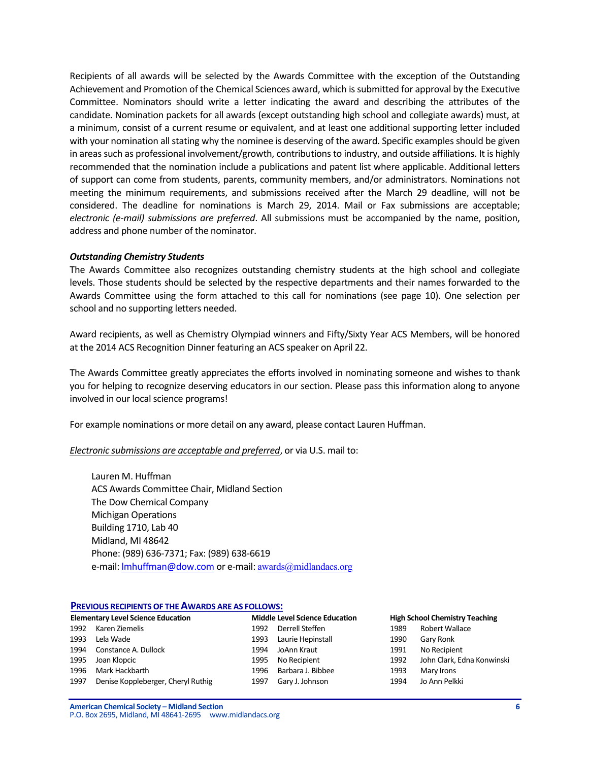Recipients of all awards will be selected by the Awards Committee with the exception of the Outstanding Achievement and Promotion of the Chemical Sciences award, which is submitted for approval by the Executive Committee. Nominators should write a letter indicating the award and describing the attributes of the candidate. Nomination packets for all awards (except outstanding high school and collegiate awards) must, at a minimum, consist of a current resume or equivalent, and at least one additional supporting letter included with your nomination all stating why the nominee is deserving of the award. Specific examples should be given in areas such as professional involvement/growth, contributions to industry, and outside affiliations. It is highly recommended that the nomination include a publications and patent list where applicable. Additional letters of support can come from students, parents, community members, and/or administrators. Nominations not meeting the minimum requirements, and submissions received after the March 29 deadline, will not be considered. The deadline for nominations is March 29, 2014. Mail or Fax submissions are acceptable; *electronic (e-mail) submissions are preferred*. All submissions must be accompanied by the name, position, address and phone number of the nominator.

***Outstanding Chemistry Students***

The Awards Committee also recognizes outstanding chemistry students at the high school and collegiate levels. Those students should be selected by the respective departments and their names forwarded to the Awards Committee using the form attached to this call for nominations (see page 10). One selection per school and no supporting letters needed.

Award recipients, as well as Chemistry Olympiad winners and Fifty/Sixty Year ACS Members, will be honored at the 2014 ACS Recognition Dinner featuring an ACS speaker on April 22.

The Awards Committee greatly appreciates the efforts involved in nominating someone and wishes to thank you for helping to recognize deserving educators in our section. Please pass this information along to anyone involved in our local science programs!

For example nominations or more detail on any award, please contact Lauren Huffman.

*Electronic submissions are acceptable and preferred*, or via U.S. mail to:

Lauren M. Huffman
ACS Awards Committee Chair, Midland Section
The Dow Chemical Company
Michigan Operations
Building 1710, Lab 40
Midland, MI 48642
Phone: (989) 636-7371; Fax: (989) 638-6619
e-mail: lmhuffman@dow.com or e-mail: awards@midlandacs.org

**PREVIOUS RECIPIENTS OF THE AWARDS ARE AS FOLLOWS:**

| Elementary Level Science Education | | Middle Level Science Education | | High School Chemistry Teaching | |
|---|---|---|---|---|---|
| 1992 | Karen Ziemelis | 1992 | Derrell Steffen | 1989 | Robert Wallace |
| 1993 | Lela Wade | 1993 | Laurie Hepinstall | 1990 | Gary Ronk |
| 1994 | Constance A. Dullock | 1994 | JoAnn Kraut | 1991 | No Recipient |
| 1995 | Joan Klopcic | 1995 | No Recipient | 1992 | John Clark, Edna Konwinski |
| 1996 | Mark Hackbarth | 1996 | Barbara J. Bibbee | 1993 | Mary Irons |
| 1997 | Denise Koppleberger, Cheryl Ruthig | 1997 | Gary J. Johnson | 1994 | Jo Ann Pelkki |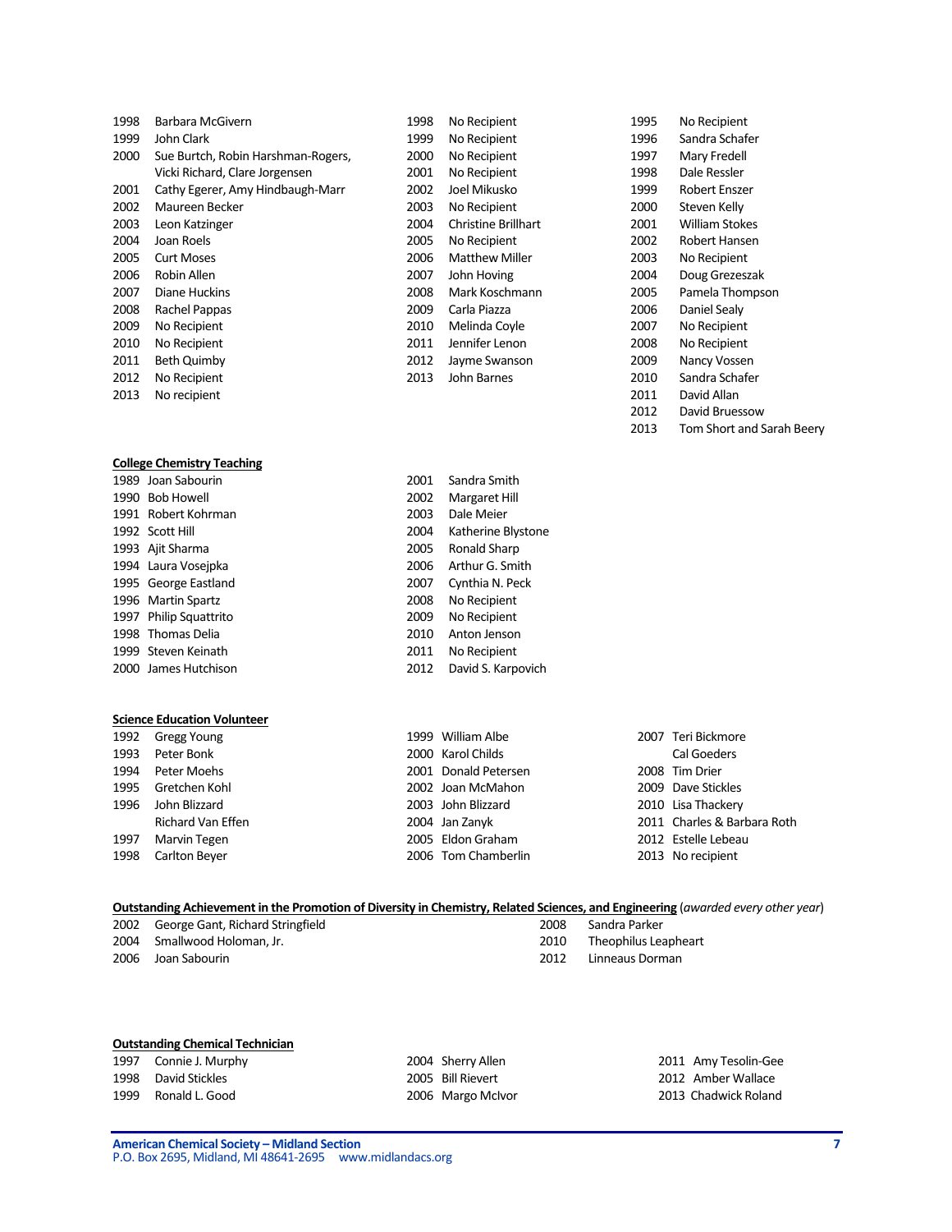1998 Barbara McGivern
1999 John Clark
2000 Sue Burtch, Robin Harshman-Rogers, Vicki Richard, Clare Jorgensen
2001 Cathy Egerer, Amy Hindbaugh-Marr
2002 Maureen Becker
2003 Leon Katzinger
2004 Joan Roels
2005 Curt Moses
2006 Robin Allen
2007 Diane Huckins
2008 Rachel Pappas
2009 No Recipient
2010 No Recipient
2011 Beth Quimby
2012 No Recipient
2013 No recipient

1998 No Recipient
1999 No Recipient
2000 No Recipient
2001 No Recipient
2002 Joel Mikusko
2003 No Recipient
2004 Christine Brillhart
2005 No Recipient
2006 Matthew Miller
2007 John Hoving
2008 Mark Koschmann
2009 Carla Piazza
2010 Melinda Coyle
2011 Jennifer Lenon
2012 Jayme Swanson
2013 John Barnes

1995 No Recipient
1996 Sandra Schafer
1997 Mary Fredell
1998 Dale Ressler
1999 Robert Enszer
2000 Steven Kelly
2001 William Stokes
2002 Robert Hansen
2003 No Recipient
2004 Doug Grezeszak
2005 Pamela Thompson
2006 Daniel Sealy
2007 No Recipient
2008 No Recipient
2009 Nancy Vossen
2010 Sandra Schafer
2011 David Allan
2012 David Bruessow
2013 Tom Short and Sarah Beery

**College Chemistry Teaching**

1989 Joan Sabourin
1990 Bob Howell
1991 Robert Kohrman
1992 Scott Hill
1993 Ajit Sharma
1994 Laura Vosejpka
1995 George Eastland
1996 Martin Spartz
1997 Philip Squattrito
1998 Thomas Delia
1999 Steven Keinath
2000 James Hutchison
2001 Sandra Smith
2002 Margaret Hill
2003 Dale Meier
2004 Katherine Blystone
2005 Ronald Sharp
2006 Arthur G. Smith
2007 Cynthia N. Peck
2008 No Recipient
2009 No Recipient
2010 Anton Jenson
2011 No Recipient
2012 David S. Karpovich

**Science Education Volunteer**

1992 Gregg Young
1993 Peter Bonk
1994 Peter Moehs
1995 Gretchen Kohl
1996 John Blizzard, Richard Van Effen
1997 Marvin Tegen
1998 Carlton Beyer
1999 William Albe
2000 Karol Childs
2001 Donald Petersen
2002 Joan McMahon
2003 John Blizzard
2004 Jan Zanyk
2005 Eldon Graham
2006 Tom Chamberlin
2007 Teri Bickmore, Cal Goeders
2008 Tim Drier
2009 Dave Stickles
2010 Lisa Thackery
2011 Charles & Barbara Roth
2012 Estelle Lebeau
2013 No recipient

**Outstanding Achievement in the Promotion of Diversity in Chemistry, Related Sciences, and Engineering** (*awarded every other year*)

2002 George Gant, Richard Stringfield
2004 Smallwood Holoman, Jr.
2006 Joan Sabourin
2008 Sandra Parker
2010 Theophilus Leapheart
2012 Linneaus Dorman

**Outstanding Chemical Technician**

1997 Connie J. Murphy
1998 David Stickles
1999 Ronald L. Good
2004 Sherry Allen
2005 Bill Rievert
2006 Margo McIvor
2011 Amy Tesolin-Gee
2012 Amber Wallace
2013 Chadwick Roland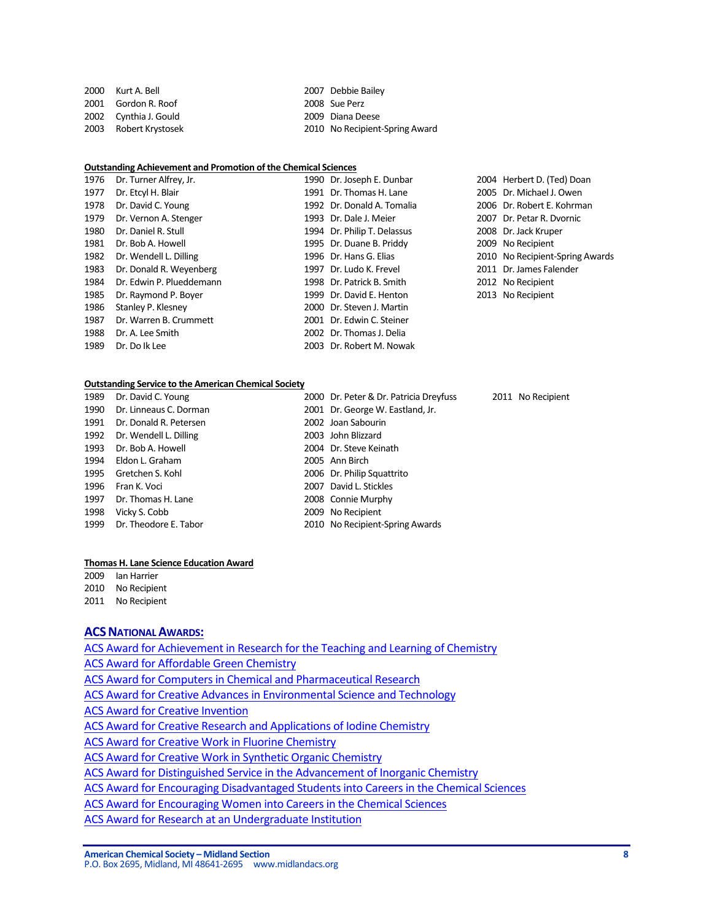2000 Kurt A. Bell
2001 Gordon R. Roof
2002 Cynthia J. Gould
2003 Robert Krystosek
2007 Debbie Bailey
2008 Sue Perz
2009 Diana Deese
2010 No Recipient-Spring Award

**Outstanding Achievement and Promotion of the Chemical Sciences**

1976 Dr. Turner Alfrey, Jr.
1977 Dr. Etcyl H. Blair
1978 Dr. David C. Young
1979 Dr. Vernon A. Stenger
1980 Dr. Daniel R. Stull
1981 Dr. Bob A. Howell
1982 Dr. Wendell L. Dilling
1983 Dr. Donald R. Weyenberg
1984 Dr. Edwin P. Plueddemann
1985 Dr. Raymond P. Boyer
1986 Stanley P. Klesney
1987 Dr. Warren B. Crummett
1988 Dr. A. Lee Smith
1989 Dr. Do Ik Lee
1990 Dr. Joseph E. Dunbar
1991 Dr. Thomas H. Lane
1992 Dr. Donald A. Tomalia
1993 Dr. Dale J. Meier
1994 Dr. Philip T. Delassus
1995 Dr. Duane B. Priddy
1996 Dr. Hans G. Elias
1997 Dr. Ludo K. Frevel
1998 Dr. Patrick B. Smith
1999 Dr. David E. Henton
2000 Dr. Steven J. Martin
2001 Dr. Edwin C. Steiner
2002 Dr. Thomas J. Delia
2003 Dr. Robert M. Nowak
2004 Herbert D. (Ted) Doan
2005 Dr. Michael J. Owen
2006 Dr. Robert E. Kohrman
2007 Dr. Petar R. Dvornic
2008 Dr. Jack Kruper
2009 No Recipient
2010 No Recipient-Spring Awards
2011 Dr. James Falender
2012 No Recipient
2013 No Recipient

**Outstanding Service to the American Chemical Society**

1989 Dr. David C. Young
1990 Dr. Linneaus C. Dorman
1991 Dr. Donald R. Petersen
1992 Dr. Wendell L. Dilling
1993 Dr. Bob A. Howell
1994 Eldon L. Graham
1995 Gretchen S. Kohl
1996 Fran K. Voci
1997 Dr. Thomas H. Lane
1998 Vicky S. Cobb
1999 Dr. Theodore E. Tabor
2000 Dr. Peter & Dr. Patricia Dreyfuss
2001 Dr. George W. Eastland, Jr.
2002 Joan Sabourin
2003 John Blizzard
2004 Dr. Steve Keinath
2005 Ann Birch
2006 Dr. Philip Squattrito
2007 David L. Stickles
2008 Connie Murphy
2009 No Recipient
2010 No Recipient-Spring Awards
2011 No Recipient

**Thomas H. Lane Science Education Award**

2009 Ian Harrier
2010 No Recipient
2011 No Recipient

## ACS National Awards:

- ACS Award for Achievement in Research for the Teaching and Learning of Chemistry
- ACS Award for Affordable Green Chemistry
- ACS Award for Computers in Chemical and Pharmaceutical Research
- ACS Award for Creative Advances in Environmental Science and Technology
- ACS Award for Creative Invention
- ACS Award for Creative Research and Applications of Iodine Chemistry
- ACS Award for Creative Work in Fluorine Chemistry
- ACS Award for Creative Work in Synthetic Organic Chemistry
- ACS Award for Distinguished Service in the Advancement of Inorganic Chemistry
- ACS Award for Encouraging Disadvantaged Students into Careers in the Chemical Sciences
- ACS Award for Encouraging Women into Careers in the Chemical Sciences
- ACS Award for Research at an Undergraduate Institution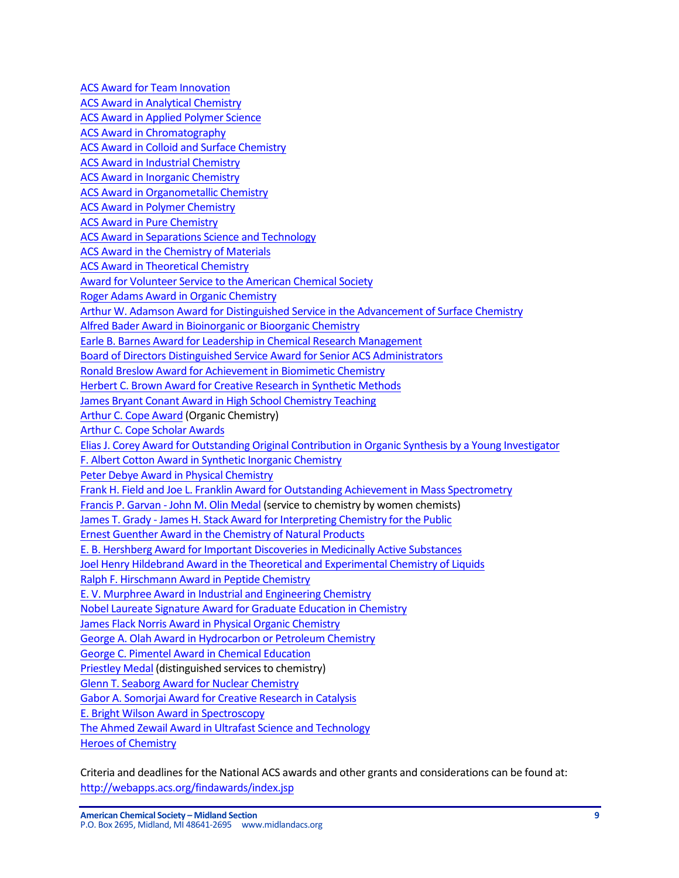ACS Award for Team Innovation
ACS Award in Analytical Chemistry
ACS Award in Applied Polymer Science
ACS Award in Chromatography
ACS Award in Colloid and Surface Chemistry
ACS Award in Industrial Chemistry
ACS Award in Inorganic Chemistry
ACS Award in Organometallic Chemistry
ACS Award in Polymer Chemistry
ACS Award in Pure Chemistry
ACS Award in Separations Science and Technology
ACS Award in the Chemistry of Materials
ACS Award in Theoretical Chemistry
Award for Volunteer Service to the American Chemical Society
Roger Adams Award in Organic Chemistry
Arthur W. Adamson Award for Distinguished Service in the Advancement of Surface Chemistry
Alfred Bader Award in Bioinorganic or Bioorganic Chemistry
Earle B. Barnes Award for Leadership in Chemical Research Management
Board of Directors Distinguished Service Award for Senior ACS Administrators
Ronald Breslow Award for Achievement in Biomimetic Chemistry
Herbert C. Brown Award for Creative Research in Synthetic Methods
James Bryant Conant Award in High School Chemistry Teaching
Arthur C. Cope Award (Organic Chemistry)
Arthur C. Cope Scholar Awards
Elias J. Corey Award for Outstanding Original Contribution in Organic Synthesis by a Young Investigator
F. Albert Cotton Award in Synthetic Inorganic Chemistry
Peter Debye Award in Physical Chemistry
Frank H. Field and Joe L. Franklin Award for Outstanding Achievement in Mass Spectrometry
Francis P. Garvan - John M. Olin Medal (service to chemistry by women chemists)
James T. Grady - James H. Stack Award for Interpreting Chemistry for the Public
Ernest Guenther Award in the Chemistry of Natural Products
E. B. Hershberg Award for Important Discoveries in Medicinally Active Substances
Joel Henry Hildebrand Award in the Theoretical and Experimental Chemistry of Liquids
Ralph F. Hirschmann Award in Peptide Chemistry
E. V. Murphree Award in Industrial and Engineering Chemistry
Nobel Laureate Signature Award for Graduate Education in Chemistry
James Flack Norris Award in Physical Organic Chemistry
George A. Olah Award in Hydrocarbon or Petroleum Chemistry
George C. Pimentel Award in Chemical Education
Priestley Medal (distinguished services to chemistry)
Glenn T. Seaborg Award for Nuclear Chemistry
Gabor A. Somorjai Award for Creative Research in Catalysis
E. Bright Wilson Award in Spectroscopy
The Ahmed Zewail Award in Ultrafast Science and Technology
Heroes of Chemistry

Criteria and deadlines for the National ACS awards and other grants and considerations can be found at:
http://webapps.acs.org/findawards/index.jsp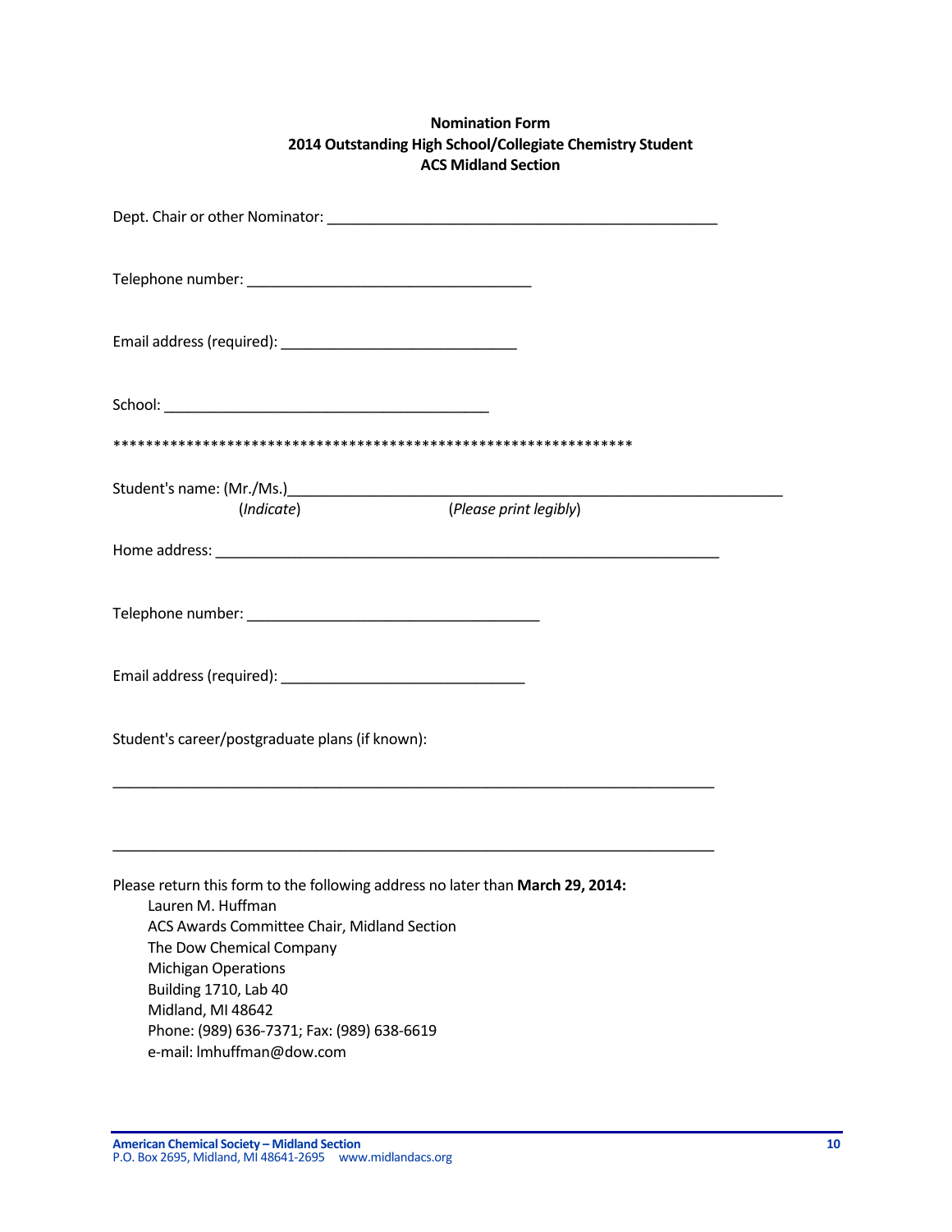**Nomination Form**
**2014 Outstanding High School/Collegiate Chemistry Student**
**ACS Midland Section**

Dept. Chair or other Nominator: ________________________________________________

Telephone number: ___________________________________

Email address (required): _____________________________

School: ________________________________________

****************************************************************

Student's name: (Mr./Ms.)______________________________________________________________
(*Indicate*) (*Please print legibly*)

Home address: ______________________________________________________________

Telephone number: ____________________________________

Email address (required): ______________________________

Student's career/postgraduate plans (if known):

___________________________________________________________________________

___________________________________________________________________________

Please return this form to the following address no later than **March 29, 2014:**

Lauren M. Huffman
ACS Awards Committee Chair, Midland Section
The Dow Chemical Company
Michigan Operations
Building 1710, Lab 40
Midland, MI 48642
Phone: (989) 636-7371; Fax: (989) 638-6619
e-mail: lmhuffman@dow.com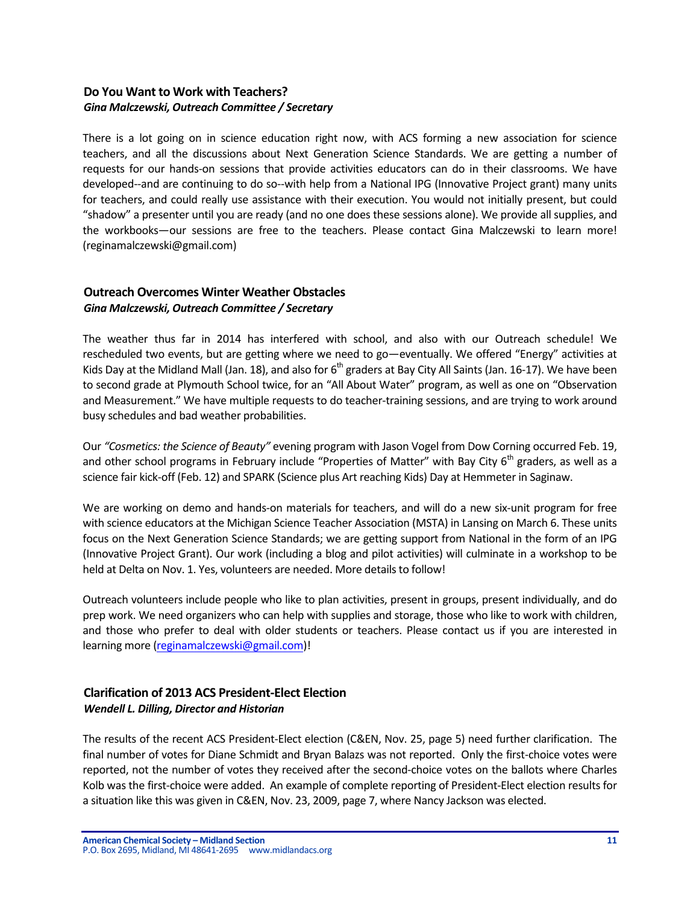### Do You Want to Work with Teachers?
***Gina Malczewski, Outreach Committee / Secretary***

There is a lot going on in science education right now, with ACS forming a new association for science teachers, and all the discussions about Next Generation Science Standards. We are getting a number of requests for our hands-on sessions that provide activities educators can do in their classrooms. We have developed--and are continuing to do so--with help from a National IPG (Innovative Project grant) many units for teachers, and could really use assistance with their execution. You would not initially present, but could "shadow" a presenter until you are ready (and no one does these sessions alone). We provide all supplies, and the workbooks—our sessions are free to the teachers. Please contact Gina Malczewski to learn more! (reginamalczewski@gmail.com)

### Outreach Overcomes Winter Weather Obstacles
***Gina Malczewski, Outreach Committee / Secretary***

The weather thus far in 2014 has interfered with school, and also with our Outreach schedule! We rescheduled two events, but are getting where we need to go—eventually. We offered "Energy" activities at Kids Day at the Midland Mall (Jan. 18), and also for 6th graders at Bay City All Saints (Jan. 16-17). We have been to second grade at Plymouth School twice, for an "All About Water" program, as well as one on "Observation and Measurement." We have multiple requests to do teacher-training sessions, and are trying to work around busy schedules and bad weather probabilities.

Our *"Cosmetics: the Science of Beauty"* evening program with Jason Vogel from Dow Corning occurred Feb. 19, and other school programs in February include "Properties of Matter" with Bay City 6th graders, as well as a science fair kick-off (Feb. 12) and SPARK (Science plus Art reaching Kids) Day at Hemmeter in Saginaw.

We are working on demo and hands-on materials for teachers, and will do a new six-unit program for free with science educators at the Michigan Science Teacher Association (MSTA) in Lansing on March 6. These units focus on the Next Generation Science Standards; we are getting support from National in the form of an IPG (Innovative Project Grant). Our work (including a blog and pilot activities) will culminate in a workshop to be held at Delta on Nov. 1. Yes, volunteers are needed. More details to follow!

Outreach volunteers include people who like to plan activities, present in groups, present individually, and do prep work. We need organizers who can help with supplies and storage, those who like to work with children, and those who prefer to deal with older students or teachers. Please contact us if you are interested in learning more (reginamalczewski@gmail.com)!

### Clarification of 2013 ACS President-Elect Election
***Wendell L. Dilling, Director and Historian***

The results of the recent ACS President-Elect election (C&EN, Nov. 25, page 5) need further clarification. The final number of votes for Diane Schmidt and Bryan Balazs was not reported. Only the first-choice votes were reported, not the number of votes they received after the second-choice votes on the ballots where Charles Kolb was the first-choice were added. An example of complete reporting of President-Elect election results for a situation like this was given in C&EN, Nov. 23, 2009, page 7, where Nancy Jackson was elected.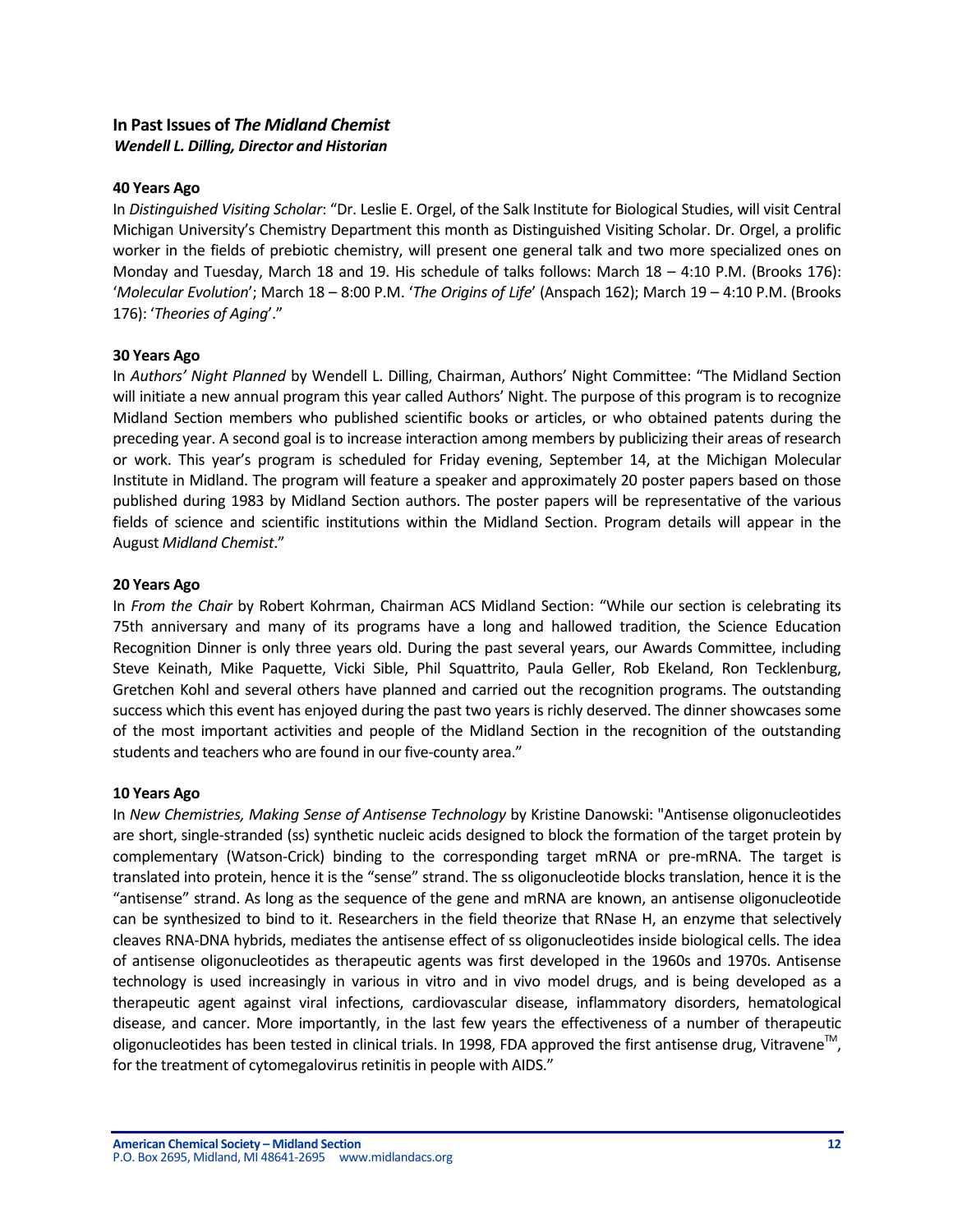## In Past Issues of *The Midland Chemist*

***Wendell L. Dilling, Director and Historian***

### 40 Years Ago

In *Distinguished Visiting Scholar*: "Dr. Leslie E. Orgel, of the Salk Institute for Biological Studies, will visit Central Michigan University's Chemistry Department this month as Distinguished Visiting Scholar. Dr. Orgel, a prolific worker in the fields of prebiotic chemistry, will present one general talk and two more specialized ones on Monday and Tuesday, March 18 and 19. His schedule of talks follows: March 18 – 4:10 P.M. (Brooks 176): '*Molecular Evolution*'; March 18 – 8:00 P.M. '*The Origins of Life*' (Anspach 162); March 19 – 4:10 P.M. (Brooks 176): '*Theories of Aging*'."

### 30 Years Ago

In *Authors' Night Planned* by Wendell L. Dilling, Chairman, Authors' Night Committee: "The Midland Section will initiate a new annual program this year called Authors' Night. The purpose of this program is to recognize Midland Section members who published scientific books or articles, or who obtained patents during the preceding year. A second goal is to increase interaction among members by publicizing their areas of research or work. This year's program is scheduled for Friday evening, September 14, at the Michigan Molecular Institute in Midland. The program will feature a speaker and approximately 20 poster papers based on those published during 1983 by Midland Section authors. The poster papers will be representative of the various fields of science and scientific institutions within the Midland Section. Program details will appear in the August *Midland Chemist*."

### 20 Years Ago

In *From the Chair* by Robert Kohrman, Chairman ACS Midland Section: "While our section is celebrating its 75th anniversary and many of its programs have a long and hallowed tradition, the Science Education Recognition Dinner is only three years old. During the past several years, our Awards Committee, including Steve Keinath, Mike Paquette, Vicki Sible, Phil Squattrito, Paula Geller, Rob Ekeland, Ron Tecklenburg, Gretchen Kohl and several others have planned and carried out the recognition programs. The outstanding success which this event has enjoyed during the past two years is richly deserved. The dinner showcases some of the most important activities and people of the Midland Section in the recognition of the outstanding students and teachers who are found in our five-county area."

### 10 Years Ago

In *New Chemistries, Making Sense of Antisense Technology* by Kristine Danowski: "Antisense oligonucleotides are short, single-stranded (ss) synthetic nucleic acids designed to block the formation of the target protein by complementary (Watson-Crick) binding to the corresponding target mRNA or pre-mRNA. The target is translated into protein, hence it is the "sense" strand. The ss oligonucleotide blocks translation, hence it is the "antisense" strand. As long as the sequence of the gene and mRNA are known, an antisense oligonucleotide can be synthesized to bind to it. Researchers in the field theorize that RNase H, an enzyme that selectively cleaves RNA-DNA hybrids, mediates the antisense effect of ss oligonucleotides inside biological cells. The idea of antisense oligonucleotides as therapeutic agents was first developed in the 1960s and 1970s. Antisense technology is used increasingly in various in vitro and in vivo model drugs, and is being developed as a therapeutic agent against viral infections, cardiovascular disease, inflammatory disorders, hematological disease, and cancer. More importantly, in the last few years the effectiveness of a number of therapeutic oligonucleotides has been tested in clinical trials. In 1998, FDA approved the first antisense drug, Vitravene™, for the treatment of cytomegalovirus retinitis in people with AIDS."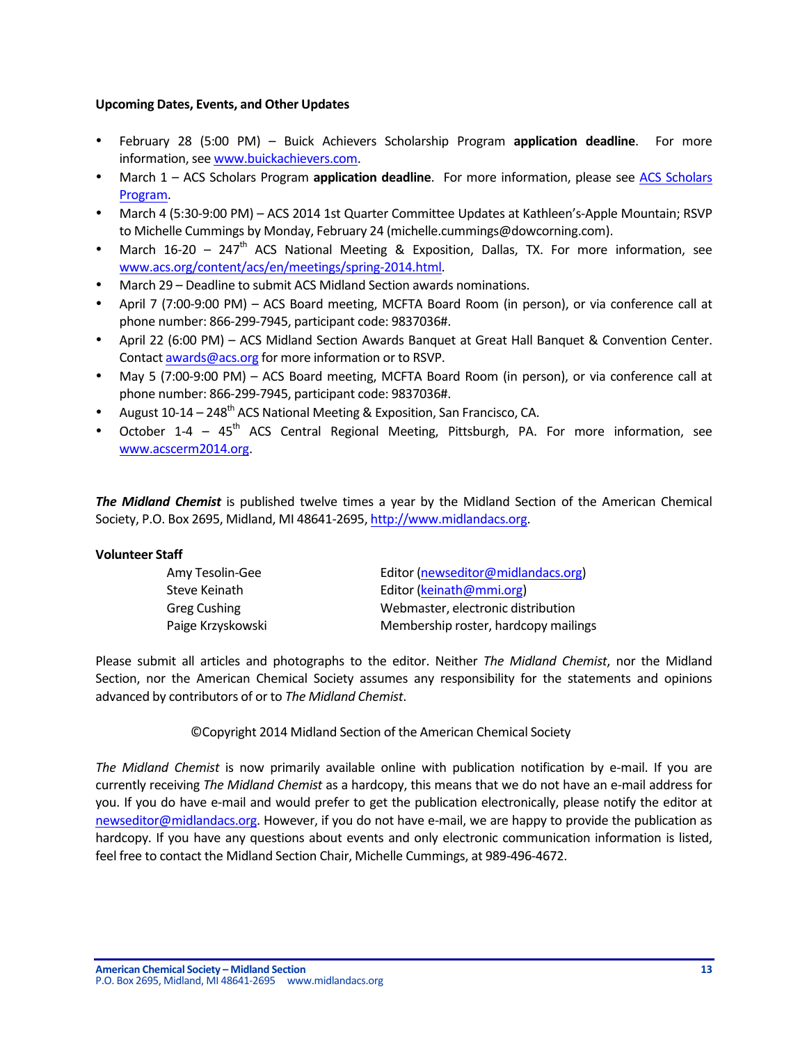**Upcoming Dates, Events, and Other Updates**

- February 28 (5:00 PM) – Buick Achievers Scholarship Program **application deadline**. For more information, see www.buickachievers.com.
- March 1 – ACS Scholars Program **application deadline**. For more information, please see ACS Scholars Program.
- March 4 (5:30-9:00 PM) – ACS 2014 1st Quarter Committee Updates at Kathleen's-Apple Mountain; RSVP to Michelle Cummings by Monday, February 24 (michelle.cummings@dowcorning.com).
- March 16-20 – 247th ACS National Meeting & Exposition, Dallas, TX. For more information, see www.acs.org/content/acs/en/meetings/spring-2014.html.
- March 29 – Deadline to submit ACS Midland Section awards nominations.
- April 7 (7:00-9:00 PM) – ACS Board meeting, MCFTA Board Room (in person), or via conference call at phone number: 866-299-7945, participant code: 9837036#.
- April 22 (6:00 PM) – ACS Midland Section Awards Banquet at Great Hall Banquet & Convention Center. Contact awards@acs.org for more information or to RSVP.
- May 5 (7:00-9:00 PM) – ACS Board meeting, MCFTA Board Room (in person), or via conference call at phone number: 866-299-7945, participant code: 9837036#.
- August 10-14 – 248th ACS National Meeting & Exposition, San Francisco, CA.
- October 1-4 – 45th ACS Central Regional Meeting, Pittsburgh, PA. For more information, see www.acscerm2014.org.

***The Midland Chemist*** is published twelve times a year by the Midland Section of the American Chemical Society, P.O. Box 2695, Midland, MI 48641-2695, http://www.midlandacs.org.

**Volunteer Staff**

| | |
|---|---|
| Amy Tesolin-Gee | Editor (newseditor@midlandacs.org) |
| Steve Keinath | Editor (keinath@mmi.org) |
| Greg Cushing | Webmaster, electronic distribution |
| Paige Krzyskowski | Membership roster, hardcopy mailings |

Please submit all articles and photographs to the editor. Neither *The Midland Chemist*, nor the Midland Section, nor the American Chemical Society assumes any responsibility for the statements and opinions advanced by contributors of or to *The Midland Chemist*.

©Copyright 2014 Midland Section of the American Chemical Society

*The Midland Chemist* is now primarily available online with publication notification by e-mail. If you are currently receiving *The Midland Chemist* as a hardcopy, this means that we do not have an e-mail address for you. If you do have e-mail and would prefer to get the publication electronically, please notify the editor at newseditor@midlandacs.org. However, if you do not have e-mail, we are happy to provide the publication as hardcopy. If you have any questions about events and only electronic communication information is listed, feel free to contact the Midland Section Chair, Michelle Cummings, at 989-496-4672.